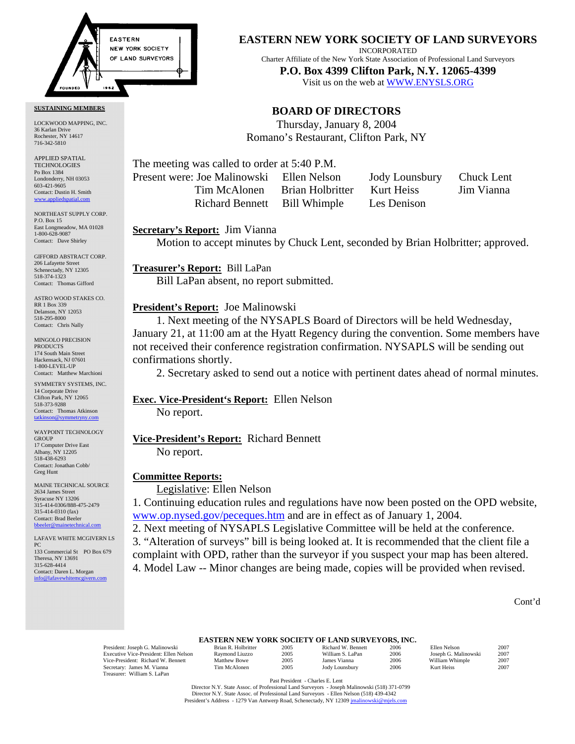# EASTERN NEW YORK SOCIETY OF LAND SURVEYORS

INCORPORATED

Charter Affiliate of the New York State Association of Professional Land Surveyors

**P.O. Box 4399 Clifton Park, N.Y. 12065-4399**

Visit us on the web at WWW.ENYSLS.ORG

**SUSTAINING MEMBERS**

LOCKWOOD MAPPING, INC.
36 Karlan Drive
Rochester, NY 14617
716-342-5810

APPLIED SPATIAL TECHNOLOGIES
Po Box 1384
Londonderry, NH 03053
603-421-9605
Contact: Dustin H. Smith
www.appliedspatial.com

NORTHEAST SUPPLY CORP.
P.O. Box 15
East Longmeadow, MA 01028
1-800-628-9087
Contact: Dave Shirley

GIFFORD ABSTRACT CORP.
206 Lafayette Street
Schenectady, NY 12305
518-374-1323
Contact: Thomas Gifford

ASTRO WOOD STAKES CO.
RR 1 Box 339
Delanson, NY 12053
518-295-8000
Contact: Chris Nally

MINGOLO PRECISION PRODUCTS
174 South Main Street
Hackensack, NJ 07601
1-800-LEVEL-UP
Contact: Matthew Marchioni

SYMMETRY SYSTEMS, INC.
14 Corporate Drive
Clifton Park, NY 12065
518-373-9288
Contact: Thomas Atkinson
tatkinson@symmetryny.com

WAYPOINT TECHNOLOGY GROUP
17 Computer Drive East
Albany, NY 12205
518-438-6293
Contact: Jonathan Cobb/ Greg Hunt

MAINE TECHNICAL SOURCE
2634 James Street
Syracuse NY 13206
315-414-0306/888-475-2479
315-414-0310 (fax)
Contact: Brad Beeler
bbeeler@mainetechnical.com

LAFAVE WHITE MCGIVERN LS PC
133 Commercial St PO Box 679
Theresa, NY 13691
315-628-4414
Contact: Daren L. Morgan
info@lafavewhitemcgivern.com

## BOARD OF DIRECTORS

Thursday, January 8, 2004
Romano's Restaurant, Clifton Park, NY

The meeting was called to order at 5:40 P.M.

Present were: Joe Malinowski, Ellen Nelson, Jody Lounsbury, Chuck Lent, Tim McAlonen, Brian Holbritter, Kurt Heiss, Jim Vianna, Richard Bennett, Bill Whimple, Les Denison

**Secretary's Report:** Jim Vianna

Motion to accept minutes by Chuck Lent, seconded by Brian Holbritter; approved.

**Treasurer's Report:** Bill LaPan

Bill LaPan absent, no report submitted.

**President's Report:** Joe Malinowski

1. Next meeting of the NYSAPLS Board of Directors will be held Wednesday, January 21, at 11:00 am at the Hyatt Regency during the convention. Some members have not received their conference registration confirmation. NYSAPLS will be sending out confirmations shortly.
2. Secretary asked to send out a notice with pertinent dates ahead of normal minutes.

**Exec. Vice-President's Report:** Ellen Nelson

No report.

**Vice-President's Report:** Richard Bennett

No report.

**Committee Reports:**

Legislative: Ellen Nelson

1. Continuing education rules and regulations have now been posted on the OPD website, www.op.nysed.gov/pececques.htm and are in effect as of January 1, 2004.
2. Next meeting of NYSAPLS Legislative Committee will be held at the conference.
3. "Alteration of surveys" bill is being looked at. It is recommended that the client file a complaint with OPD, rather than the surveyor if you suspect your map has been altered.
4. Model Law -- Minor changes are being made, copies will be provided when revised.

Cont'd

**EASTERN NEW YORK SOCIETY OF LAND SURVEYORS, INC.**

| Officers | Director | Term | Director | Term | Director | Term |
|---|---|---|---|---|---|---|
| President: Joseph G. Malinowski | Brian R. Holbritter | 2005 | Richard W. Bennett | 2006 | Ellen Nelson | 2007 |
| Executive Vice-President: Ellen Nelson | Raymond Liuzzo | 2005 | William S. LaPan | 2006 | Joseph G. Malinowski | 2007 |
| Vice-President: Richard W. Bennett | Matthew Bowe | 2005 | James Vianna | 2006 | William Whimple | 2007 |
| Secretary: James M. Vianna | Tim McAlonen | 2005 | Jody Lounsbury | 2006 | Kurt Heiss | 2007 |
| Treasurer: William S. LaPan | | | | | | |

Past President - Charles E. Lent

Director N.Y. State Assoc. of Professional Land Surveyors - Joseph Malinowski (518) 371-0799

Director N.Y. State Assoc. of Professional Land Surveyors - Ellen Nelson (518) 439-4342

President's Address - 1279 Van Antwerp Road, Schenectady, NY 12309 jmalinowski@mjels.com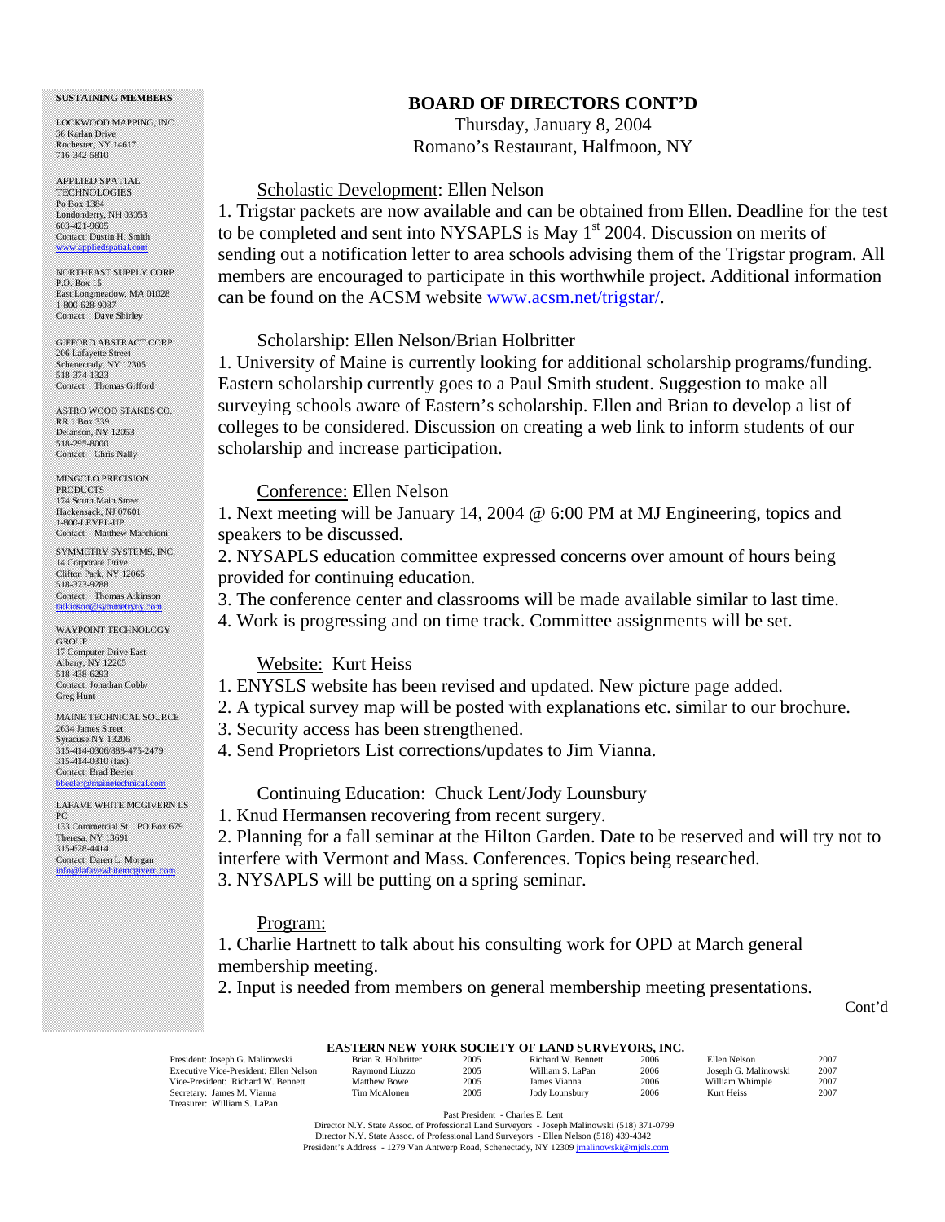## SUSTAINING MEMBERS

LOCKWOOD MAPPING, INC.
36 Karlan Drive
Rochester, NY 14617
716-342-5810

APPLIED SPATIAL TECHNOLOGIES
Po Box 1384
Londonderry, NH 03053
603-421-9605
Contact: Dustin H. Smith
www.appliedspatial.com

NORTHEAST SUPPLY CORP.
P.O. Box 15
East Longmeadow, MA 01028
1-800-628-9087
Contact: Dave Shirley

GIFFORD ABSTRACT CORP.
206 Lafayette Street
Schenectady, NY 12305
518-374-1323
Contact: Thomas Gifford

ASTRO WOOD STAKES CO.
RR 1 Box 339
Delanson, NY 12053
518-295-8000
Contact: Chris Nally

MINGOLO PRECISION PRODUCTS
174 South Main Street
Hackensack, NJ 07601
1-800-LEVEL-UP
Contact: Matthew Marchioni

SYMMETRY SYSTEMS, INC.
14 Corporate Drive
Clifton Park, NY 12065
518-373-9288
Contact: Thomas Atkinson
tatkinson@symmetryny.com

WAYPOINT TECHNOLOGY GROUP
17 Computer Drive East
Albany, NY 12205
518-438-6293
Contact: Jonathan Cobb/ Greg Hunt

MAINE TECHNICAL SOURCE
2634 James Street
Syracuse NY 13206
315-414-0306/888-475-2479
315-414-0310 (fax)
Contact: Brad Beeler
bbeeler@mainetechnical.com

LAFAVE WHITE MCGIVERN LS PC
133 Commercial St PO Box 679
Theresa, NY 13691
315-628-4414
Contact: Daren L. Morgan
info@lafavewhitemcgivern.com

# BOARD OF DIRECTORS CONT'D

Thursday, January 8, 2004
Romano's Restaurant, Halfmoon, NY

Scholastic Development: Ellen Nelson

1. Trigstar packets are now available and can be obtained from Ellen. Deadline for the test to be completed and sent into NYSAPLS is May 1st 2004. Discussion on merits of sending out a notification letter to area schools advising them of the Trigstar program. All members are encouraged to participate in this worthwhile project. Additional information can be found on the ACSM website www.acsm.net/trigstar/.

Scholarship: Ellen Nelson/Brian Holbritter

1. University of Maine is currently looking for additional scholarship programs/funding. Eastern scholarship currently goes to a Paul Smith student. Suggestion to make all surveying schools aware of Eastern's scholarship. Ellen and Brian to develop a list of colleges to be considered. Discussion on creating a web link to inform students of our scholarship and increase participation.

Conference: Ellen Nelson

1. Next meeting will be January 14, 2004 @ 6:00 PM at MJ Engineering, topics and speakers to be discussed.
2. NYSAPLS education committee expressed concerns over amount of hours being provided for continuing education.
3. The conference center and classrooms will be made available similar to last time.
4. Work is progressing and on time track. Committee assignments will be set.

Website: Kurt Heiss

1. ENYSLS website has been revised and updated. New picture page added.
2. A typical survey map will be posted with explanations etc. similar to our brochure.
3. Security access has been strengthened.
4. Send Proprietors List corrections/updates to Jim Vianna.

Continuing Education: Chuck Lent/Jody Lounsbury

1. Knud Hermansen recovering from recent surgery.
2. Planning for a fall seminar at the Hilton Garden. Date to be reserved and will try not to interfere with Vermont and Mass. Conferences. Topics being researched.
3. NYSAPLS will be putting on a spring seminar.

Program:

1. Charlie Hartnett to talk about his consulting work for OPD at March general membership meeting.
2. Input is needed from members on general membership meeting presentations.

Cont'd

**EASTERN NEW YORK SOCIETY OF LAND SURVEYORS, INC.**

| Officers | Director | Term | Director | Term | Director | Term |
|---|---|---|---|---|---|---|
| President: Joseph G. Malinowski | Brian R. Holbritter | 2005 | Richard W. Bennett | 2006 | Ellen Nelson | 2007 |
| Executive Vice-President: Ellen Nelson | Raymond Liuzzo | 2005 | William S. LaPan | 2006 | Joseph G. Malinowski | 2007 |
| Vice-President: Richard W. Bennett | Matthew Bowe | 2005 | James Vianna | 2006 | William Whimple | 2007 |
| Secretary: James M. Vianna | Tim McAlonen | 2005 | Jody Lounsbury | 2006 | Kurt Heiss | 2007 |
| Treasurer: William S. LaPan | | | | | | |

Past President - Charles E. Lent
Director N.Y. State Assoc. of Professional Land Surveyors - Joseph Malinowski (518) 371-0799
Director N.Y. State Assoc. of Professional Land Surveyors - Ellen Nelson (518) 439-4342
President's Address - 1279 Van Antwerp Road, Schenectady, NY 12309 jmalinowski@mjels.com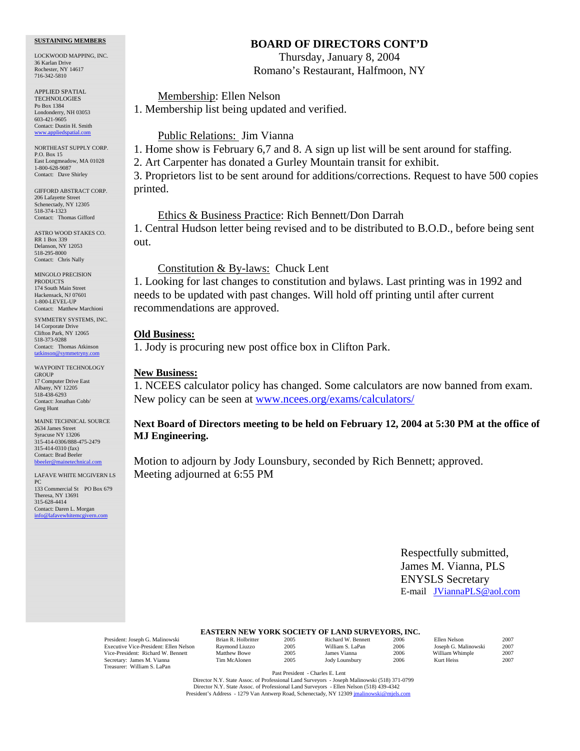**SUSTAINING MEMBERS**

LOCKWOOD MAPPING, INC.
36 Karlan Drive
Rochester, NY 14617
716-342-5810

APPLIED SPATIAL TECHNOLOGIES
Po Box 1384
Londonderry, NH 03053
603-421-9605
Contact: Dustin H. Smith
www.appliedspatial.com

NORTHEAST SUPPLY CORP.
P.O. Box 15
East Longmeadow, MA 01028
1-800-628-9087
Contact: Dave Shirley

GIFFORD ABSTRACT CORP.
206 Lafayette Street
Schenectady, NY 12305
518-374-1323
Contact: Thomas Gifford

ASTRO WOOD STAKES CO.
RR 1 Box 339
Delanson, NY 12053
518-295-8000
Contact: Chris Nally

MINGOLO PRECISION PRODUCTS
174 South Main Street
Hackensack, NJ 07601
1-800-LEVEL-UP
Contact: Matthew Marchioni

SYMMETRY SYSTEMS, INC.
14 Corporate Drive
Clifton Park, NY 12065
518-373-9288
Contact: Thomas Atkinson
tatkinson@symmetryny.com

WAYPOINT TECHNOLOGY GROUP
17 Computer Drive East
Albany, NY 12205
518-438-6293
Contact: Jonathan Cobb/ Greg Hunt

MAINE TECHNICAL SOURCE
2634 James Street
Syracuse NY 13206
315-414-0306/888-475-2479
315-414-0310 (fax)
Contact: Brad Beeler
bbeeler@mainetechnical.com

LAFAVE WHITE MCGIVERN LS PC
133 Commercial St PO Box 679
Theresa, NY 13691
315-628-4414
Contact: Daren L. Morgan
info@lafavewhitemcgivern.com

**BOARD OF DIRECTORS CONT'D**

Thursday, January 8, 2004
Romano's Restaurant, Halfmoon, NY

Membership: Ellen Nelson

1. Membership list being updated and verified.

Public Relations: Jim Vianna

1. Home show is February 6,7 and 8. A sign up list will be sent around for staffing.
2. Art Carpenter has donated a Gurley Mountain transit for exhibit.
3. Proprietors list to be sent around for additions/corrections. Request to have 500 copies printed.

Ethics & Business Practice: Rich Bennett/Don Darrah

1. Central Hudson letter being revised and to be distributed to B.O.D., before being sent out.

Constitution & By-laws: Chuck Lent

1. Looking for last changes to constitution and bylaws. Last printing was in 1992 and needs to be updated with past changes. Will hold off printing until after current recommendations are approved.

**Old Business:**

1. Jody is procuring new post office box in Clifton Park.

**New Business:**

1. NCEES calculator policy has changed. Some calculators are now banned from exam. New policy can be seen at www.ncees.org/exams/calculators/

**Next Board of Directors meeting to be held on February 12, 2004 at 5:30 PM at the office of MJ Engineering.**

Motion to adjourn by Jody Lounsbury, seconded by Rich Bennett; approved. Meeting adjourned at 6:55 PM

Respectfully submitted,
James M. Vianna, PLS
ENYSLS Secretary
E-mail JViannaPLS@aol.com

**EASTERN NEW YORK SOCIETY OF LAND SURVEYORS, INC.**

| | | | | | | | |
|---|---|---|---|---|---|---|---|
| President: Joseph G. Malinowski | Brian R. Holbritter | 2005 | Richard W. Bennett | 2006 | Ellen Nelson | 2007 |
| Executive Vice-President: Ellen Nelson | Raymond Liuzzo | 2005 | William S. LaPan | 2006 | Joseph G. Malinowski | 2007 |
| Vice-President: Richard W. Bennett | Matthew Bowe | 2005 | James Vianna | 2006 | William Whimple | 2007 |
| Secretary: James M. Vianna | Tim McAlonen | 2005 | Jody Lounsbury | 2006 | Kurt Heiss | 2007 |
| Treasurer: William S. LaPan | | | | | | |

Past President - Charles E. Lent

Director N.Y. State Assoc. of Professional Land Surveyors - Joseph Malinowski (518) 371-0799
Director N.Y. State Assoc. of Professional Land Surveyors - Ellen Nelson (518) 439-4342
President's Address - 1279 Van Antwerp Road, Schenectady, NY 12309 jmalinowski@mjels.com